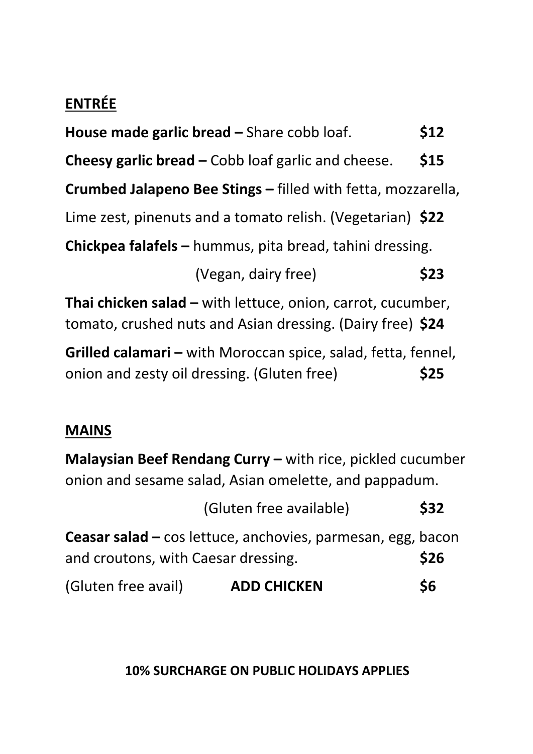## ENTRÉE

**House made garlic bread –** Share cobb loaf. **$12**

**Cheesy garlic bread –** Cobb loaf garlic and cheese. **$15**

**Crumbed Jalapeno Bee Stings –** filled with fetta, mozzarella, Lime zest, pinenuts and a tomato relish. (Vegetarian) **$22**

**Chickpea falafels –** hummus, pita bread, tahini dressing. (Vegan, dairy free) **$23**

**Thai chicken salad –** with lettuce, onion, carrot, cucumber, tomato, crushed nuts and Asian dressing. (Dairy free) **$24**

**Grilled calamari –** with Moroccan spice, salad, fetta, fennel, onion and zesty oil dressing. (Gluten free) **$25**

## MAINS

**Malaysian Beef Rendang Curry –** with rice, pickled cucumber onion and sesame salad, Asian omelette, and pappadum. (Gluten free available) **$32**

**Ceasar salad –** cos lettuce, anchovies, parmesan, egg, bacon and croutons, with Caesar dressing. **$26**

(Gluten free avail) **ADD CHICKEN** **$6**

**10% SURCHARGE ON PUBLIC HOLIDAYS APPLIES**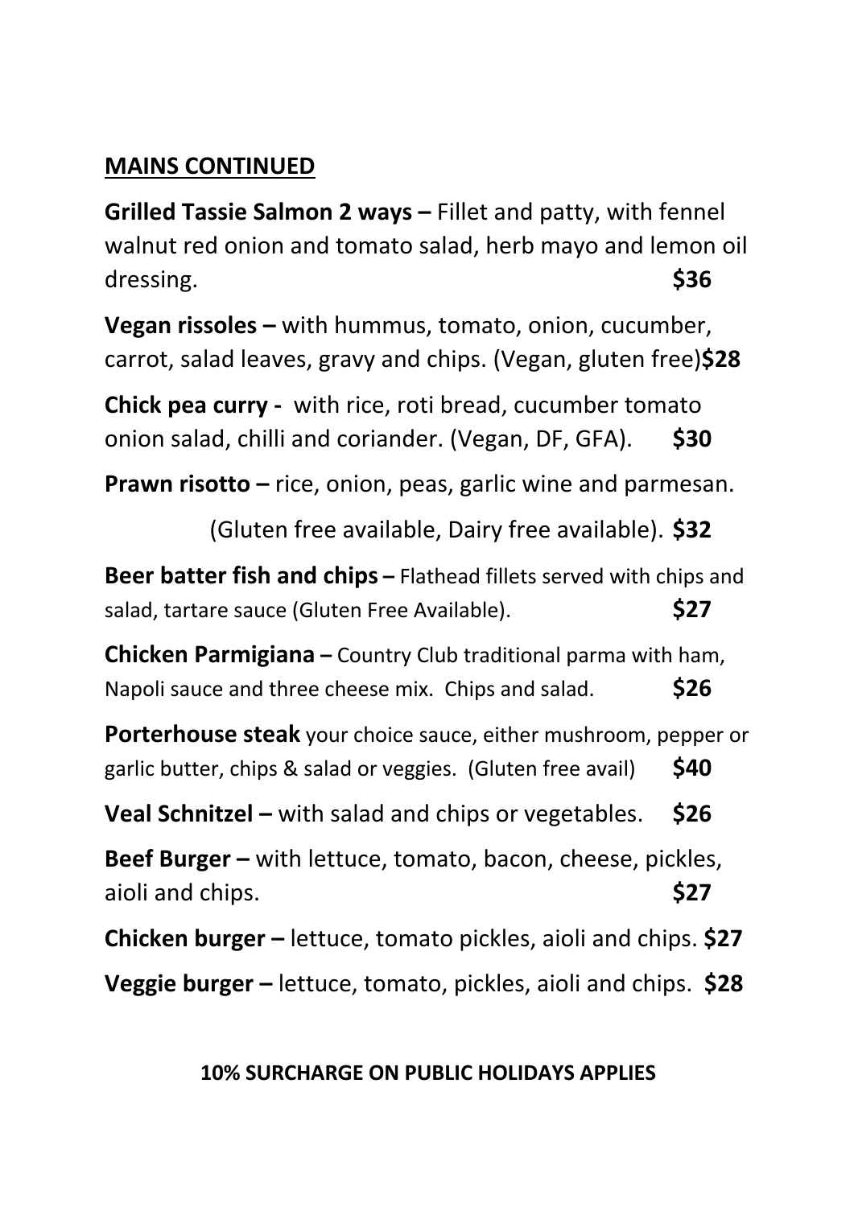## MAINS CONTINUED

**Grilled Tassie Salmon 2 ways –** Fillet and patty, with fennel walnut red onion and tomato salad, herb mayo and lemon oil dressing. **$36**

**Vegan rissoles –** with hummus, tomato, onion, cucumber, carrot, salad leaves, gravy and chips. (Vegan, gluten free)**$28**

**Chick pea curry -** with rice, roti bread, cucumber tomato onion salad, chilli and coriander. (Vegan, DF, GFA). **$30**

**Prawn risotto –** rice, onion, peas, garlic wine and parmesan.

(Gluten free available, Dairy free available). **$32**

**Beer batter fish and chips –** Flathead fillets served with chips and salad, tartare sauce (Gluten Free Available). **$27**

**Chicken Parmigiana –** Country Club traditional parma with ham, Napoli sauce and three cheese mix. Chips and salad. **$26**

**Porterhouse steak** your choice sauce, either mushroom, pepper or garlic butter, chips & salad or veggies. (Gluten free avail) **$40**

**Veal Schnitzel –** with salad and chips or vegetables. **$26**

**Beef Burger –** with lettuce, tomato, bacon, cheese, pickles, aioli and chips. **$27**

**Chicken burger –** lettuce, tomato pickles, aioli and chips. **$27**

**Veggie burger –** lettuce, tomato, pickles, aioli and chips. **$28**

**10% SURCHARGE ON PUBLIC HOLIDAYS APPLIES**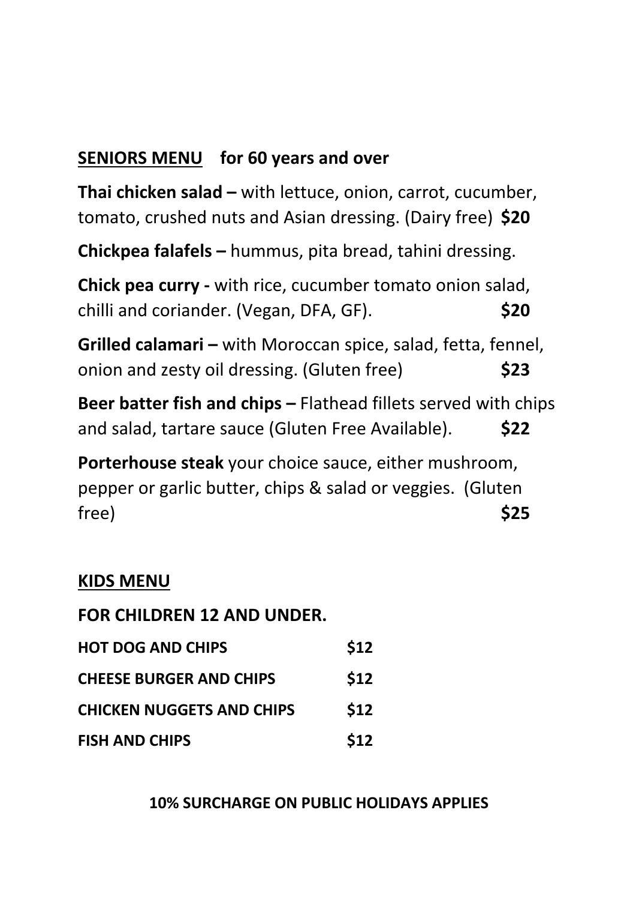## SENIORS MENU for 60 years and over

**Thai chicken salad –** with lettuce, onion, carrot, cucumber, tomato, crushed nuts and Asian dressing. (Dairy free) **$20**

**Chickpea falafels –** hummus, pita bread, tahini dressing.

**Chick pea curry -** with rice, cucumber tomato onion salad, chilli and coriander. (Vegan, DFA, GF). **$20**

**Grilled calamari –** with Moroccan spice, salad, fetta, fennel, onion and zesty oil dressing. (Gluten free) **$23**

**Beer batter fish and chips –** Flathead fillets served with chips and salad, tartare sauce (Gluten Free Available). **$22**

**Porterhouse steak** your choice sauce, either mushroom, pepper or garlic butter, chips & salad or veggies. (Gluten free) **$25**

## KIDS MENU

**FOR CHILDREN 12 AND UNDER.**

| | |
|---|---|
| **HOT DOG AND CHIPS** | **$12** |
| **CHEESE BURGER AND CHIPS** | **$12** |
| **CHICKEN NUGGETS AND CHIPS** | **$12** |
| **FISH AND CHIPS** | **$12** |

**10% SURCHARGE ON PUBLIC HOLIDAYS APPLIES**